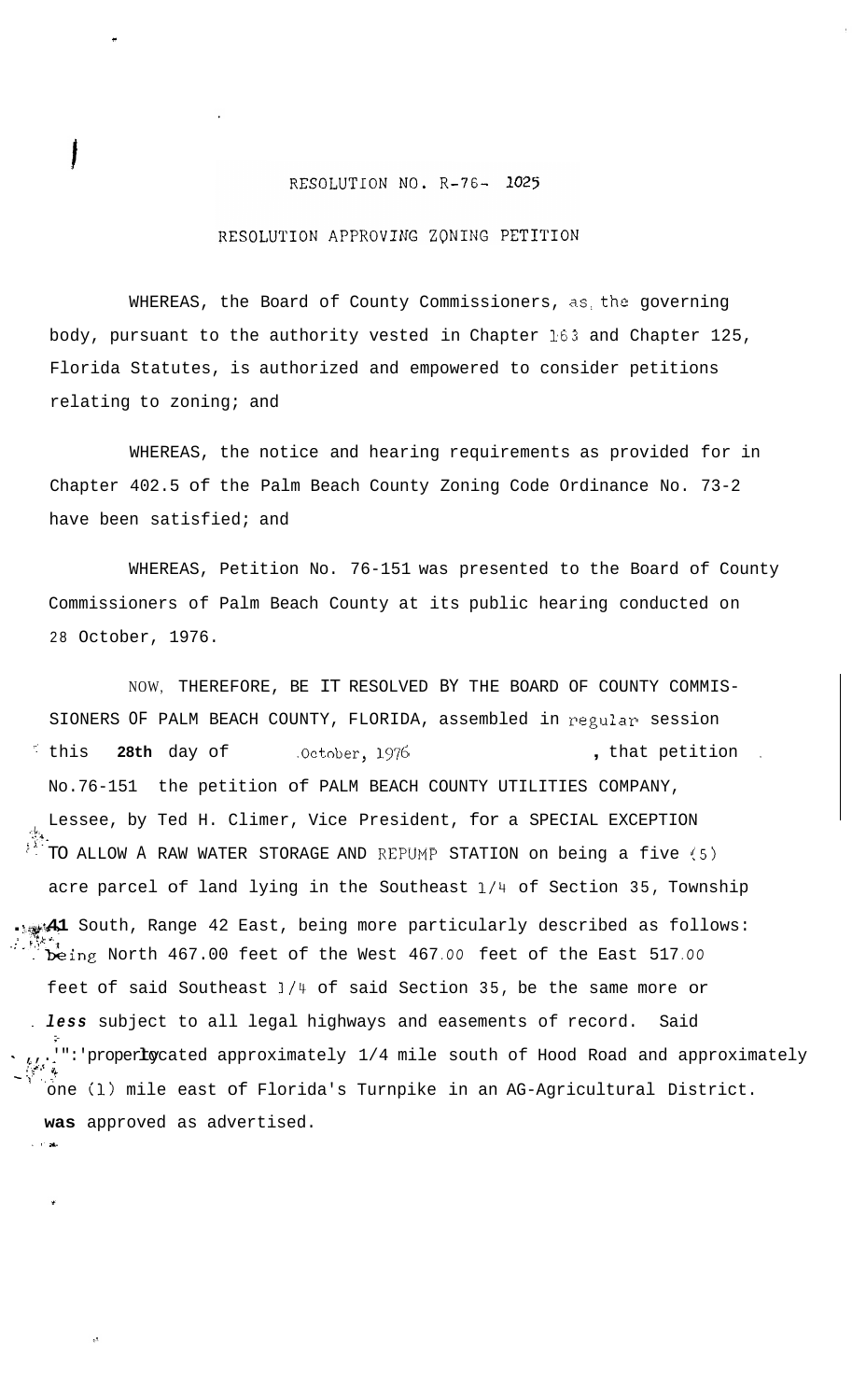RESOLUTION NO. R-76- 1025

RESOLUTION APPROVING ZONING PETITION

WHEREAS, the Board of County Commissioners, as the governing body, pursuant to the authority vested in Chapter 163 and Chapter 125, Florida Statutes, is authorized and empowered to consider petitions relating to zoning; and

WHEREAS, the notice and hearing requirements as provided for in Chapter 402.5 of the Palm Beach County Zoning Code Ordinance No. 73-2 have been satisfied; and

WHEREAS, Petition No. 76-151 was presented to the Board of County Commissioners of Palm Beach County at its public hearing conducted on 28 October, 1976.

NOW, THEREFORE, BE IT RESOLVED BY THE BOARD OF COUNTY COMMISSIONERS OF PALM BEACH COUNTY, FLORIDA, assembled in regular session this **28th** day of October, 1976, that petition No.76-151 the petition of PALM BEACH COUNTY UTILITIES COMPANY, Lessee, by Ted H. Climer, Vice President, for a SPECIAL EXCEPTION TO ALLOW A RAW WATER STORAGE AND REPUMP STATION on being a five (5) acre parcel of land lying in the Southeast 1/4 of Section 35, Township **41** South, Range 42 East, being more particularly described as follows: being North 467.00 feet of the West 467.00 feet of the East 517.00 feet of said Southeast 1/4 of said Section 35, be the same more or ***less*** subject to all legal highways and easements of record. Said property located approximately 1/4 mile south of Hood Road and approximately one (1) mile east of Florida's Turnpike in an AG-Agricultural District. **was** approved as advertised.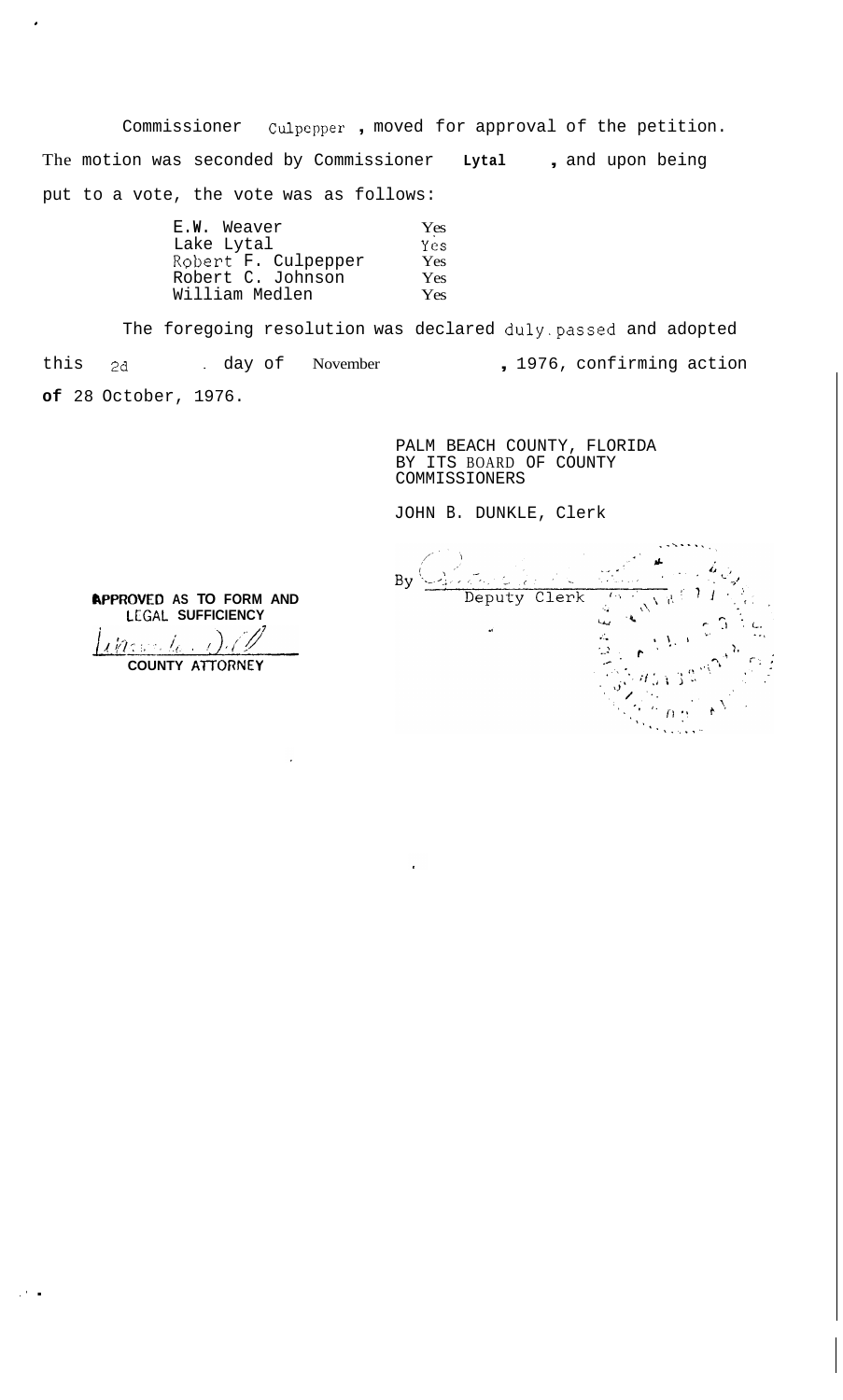Commissioner Culpepper, moved for approval of the petition. The motion was seconded by Commissioner Lytal, and upon being put to a vote, the vote was as follows:

| | |
|---|---|
| E.W. Weaver | Yes |
| Lake Lytal | Yes |
| Robert F. Culpepper | Yes |
| Robert C. Johnson | Yes |
| William Medlen | Yes |

The foregoing resolution was declared duly passed and adopted this 2d day of November, 1976, confirming action of 28 October, 1976.

PALM BEACH COUNTY, FLORIDA
BY ITS BOARD OF COUNTY COMMISSIONERS

JOHN B. DUNKLE, Clerk

By ______________________
Deputy Clerk

APPROVED AS TO FORM AND LEGAL SUFFICIENCY

______________________
COUNTY ATTORNEY